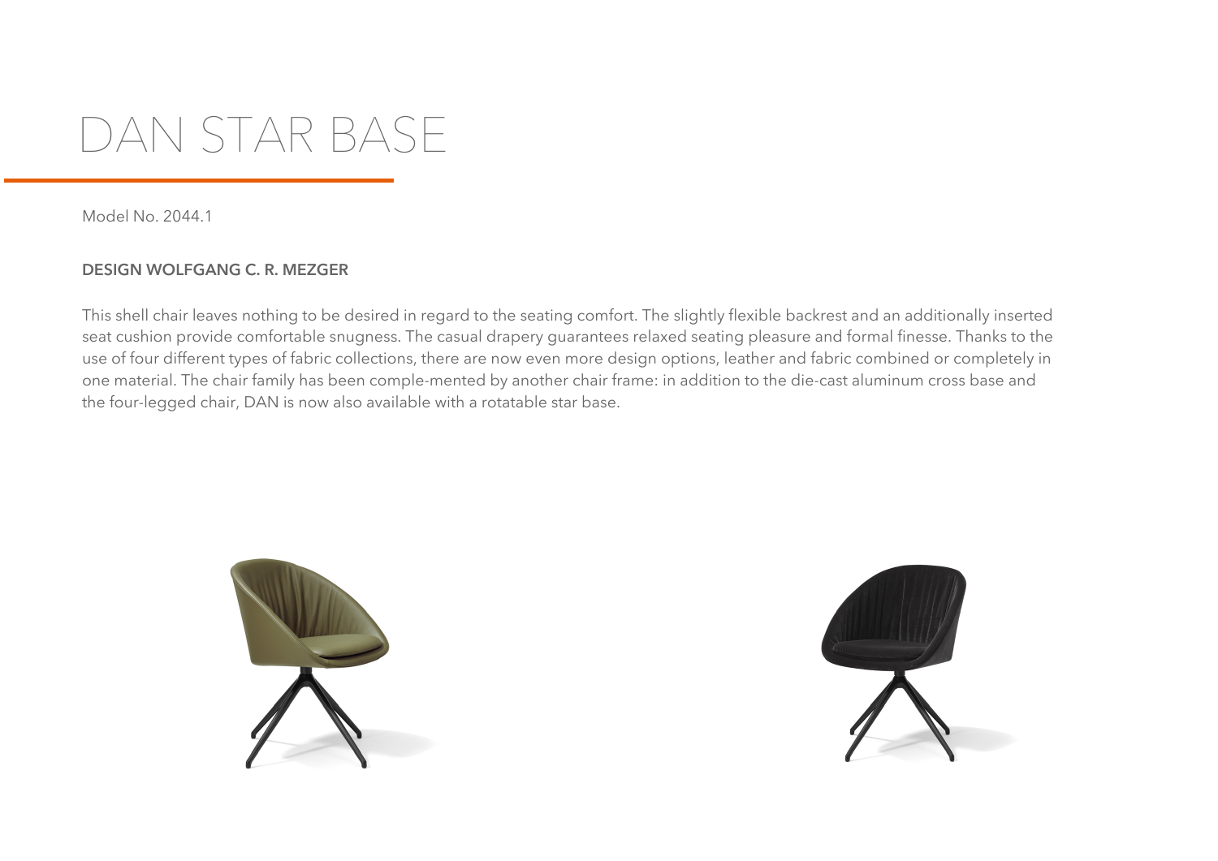# DAN STAR BASE

Model No. 2044.1

**DESIGN WOLFGANG C. R. MEZGER**

This shell chair leaves nothing to be desired in regard to the seating comfort. The slightly flexible backrest and an additionally inserted seat cushion provide comfortable snugness. The casual drapery guarantees relaxed seating pleasure and formal finesse. Thanks to the use of four different types of fabric collections, there are now even more design options, leather and fabric combined or completely in one material. The chair family has been comple-mented by another chair frame: in addition to the die-cast aluminum cross base and the four-legged chair, DAN is now also available with a rotatable star base.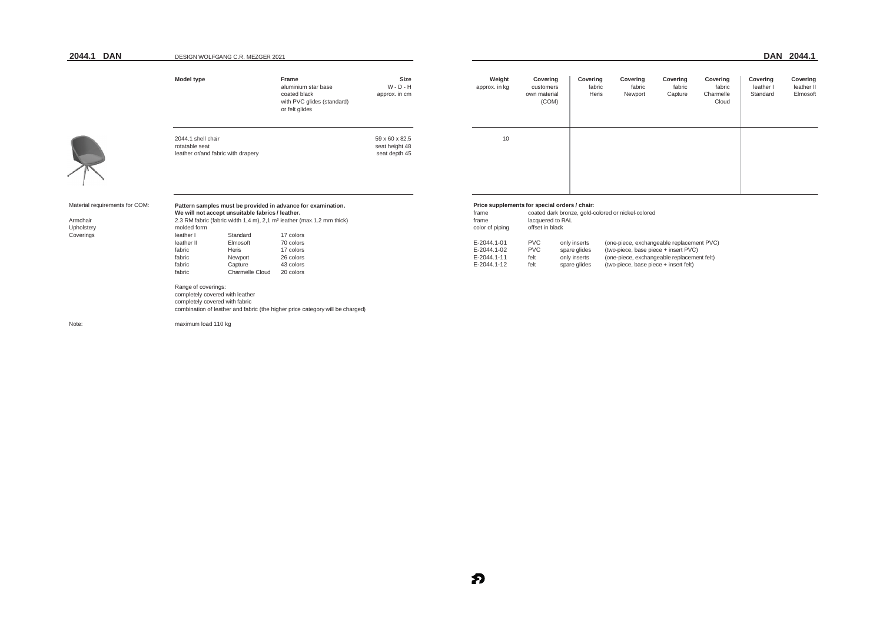## 2044.1 DAN

DESIGN WOLFGANG C.R. MEZGER 2021

| Model type | Frame | Size | Weight | Covering | Covering | Covering | Covering | Covering | Covering | Covering |
|---|---|---|---|---|---|---|---|---|---|---|
| | aluminium star base coated black with PVC glides (standard) or felt glides | W - D - H approx. in cm | approx. in kg | customers own material (COM) | fabric Heris | fabric Newport | fabric Capture | fabric Charmelle Cloud | leather I Standard | leather II Elmosoft |
| 2044.1 shell chair rotatable seat leather or/and fabric with drapery | | 59 x 60 x 82,5 seat height 48 seat depth 45 | 10 | | | | | | | |

Material requirements for COM:

**Pattern samples must be provided in advance for examination.**
**We will not accept unsuitable fabrics / leather.**

Armchair: 2.3 RM fabric (fabric width 1,4 m), 2,1 m² leather (max.1.2 mm thick)

Upholstery: molded form

Coverings:

| | | |
|---|---|---|
| leather I | Standard | 17 colors |
| leather II | Elmosoft | 70 colors |
| fabric | Heris | 17 colors |
| fabric | Newport | 26 colors |
| fabric | Capture | 43 colors |
| fabric | Charmelle Cloud | 20 colors |

Range of coverings:
completely covered with leather
completely covered with fabric
combination of leather and fabric (the higher price category will be charged)

Note: maximum load 110 kg

**Price supplements for special orders / chair:**

| | |
|---|---|
| frame | coated dark bronze, gold-colored or nickel-colored |
| frame | lacquered to RAL |
| color of piping | offset in black |

| | | | |
|---|---|---|---|
| E-2044.1-01 | PVC | only inserts | (one-piece, exchangeable replacement PVC) |
| E-2044.1-02 | PVC | spare glides | (two-piece, base piece + insert PVC) |
| E-2044.1-11 | felt | only inserts | (one-piece, exchangeable replacement felt) |
| E-2044.1-12 | felt | spare glides | (two-piece, base piece + insert felt) |